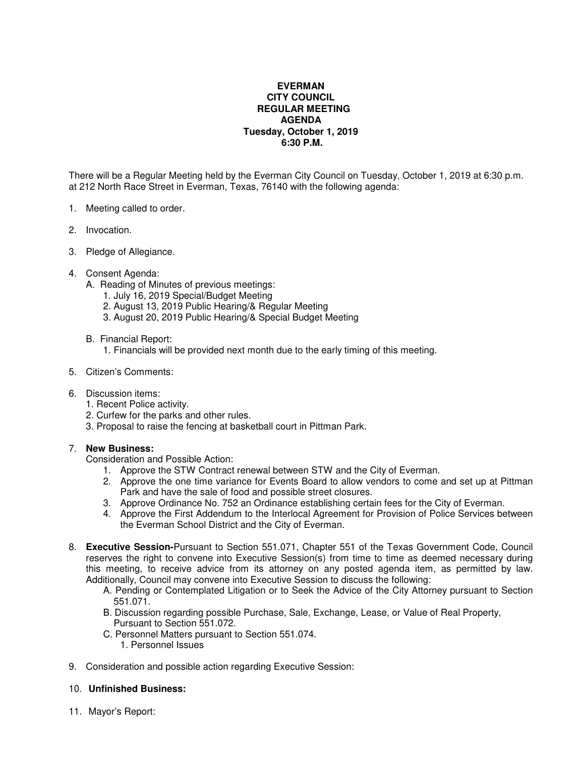**EVERMAN**
**CITY COUNCIL**
**REGULAR MEETING**
**AGENDA**
**Tuesday, October 1, 2019**
**6:30 P.M.**

There will be a Regular Meeting held by the Everman City Council on Tuesday, October 1, 2019 at 6:30 p.m. at 212 North Race Street in Everman, Texas, 76140 with the following agenda:

1. Meeting called to order.

2. Invocation.

3. Pledge of Allegiance.

4. Consent Agenda:
   A. Reading of Minutes of previous meetings:
      1. July 16, 2019 Special/Budget Meeting
      2. August 13, 2019 Public Hearing/& Regular Meeting
      3. August 20, 2019 Public Hearing/& Special Budget Meeting

   B. Financial Report:
      1. Financials will be provided next month due to the early timing of this meeting.

5. Citizen's Comments:

6. Discussion items:
   1. Recent Police activity.
   2. Curfew for the parks and other rules.
   3. Proposal to raise the fencing at basketball court in Pittman Park.

7. **New Business:**
   Consideration and Possible Action:
   1. Approve the STW Contract renewal between STW and the City of Everman.
   2. Approve the one time variance for Events Board to allow vendors to come and set up at Pittman Park and have the sale of food and possible street closures.
   3. Approve Ordinance No. 752 an Ordinance establishing certain fees for the City of Everman.
   4. Approve the First Addendum to the Interlocal Agreement for Provision of Police Services between the Everman School District and the City of Everman.

8. **Executive Session-**Pursuant to Section 551.071, Chapter 551 of the Texas Government Code, Council reserves the right to convene into Executive Session(s) from time to time as deemed necessary during this meeting, to receive advice from its attorney on any posted agenda item, as permitted by law. Additionally, Council may convene into Executive Session to discuss the following:
   A. Pending or Contemplated Litigation or to Seek the Advice of the City Attorney pursuant to Section 551.071.
   B. Discussion regarding possible Purchase, Sale, Exchange, Lease, or Value of Real Property, Pursuant to Section 551.072.
   C. Personnel Matters pursuant to Section 551.074.
      1. Personnel Issues

9. Consideration and possible action regarding Executive Session:

10. **Unfinished Business:**

11. Mayor's Report: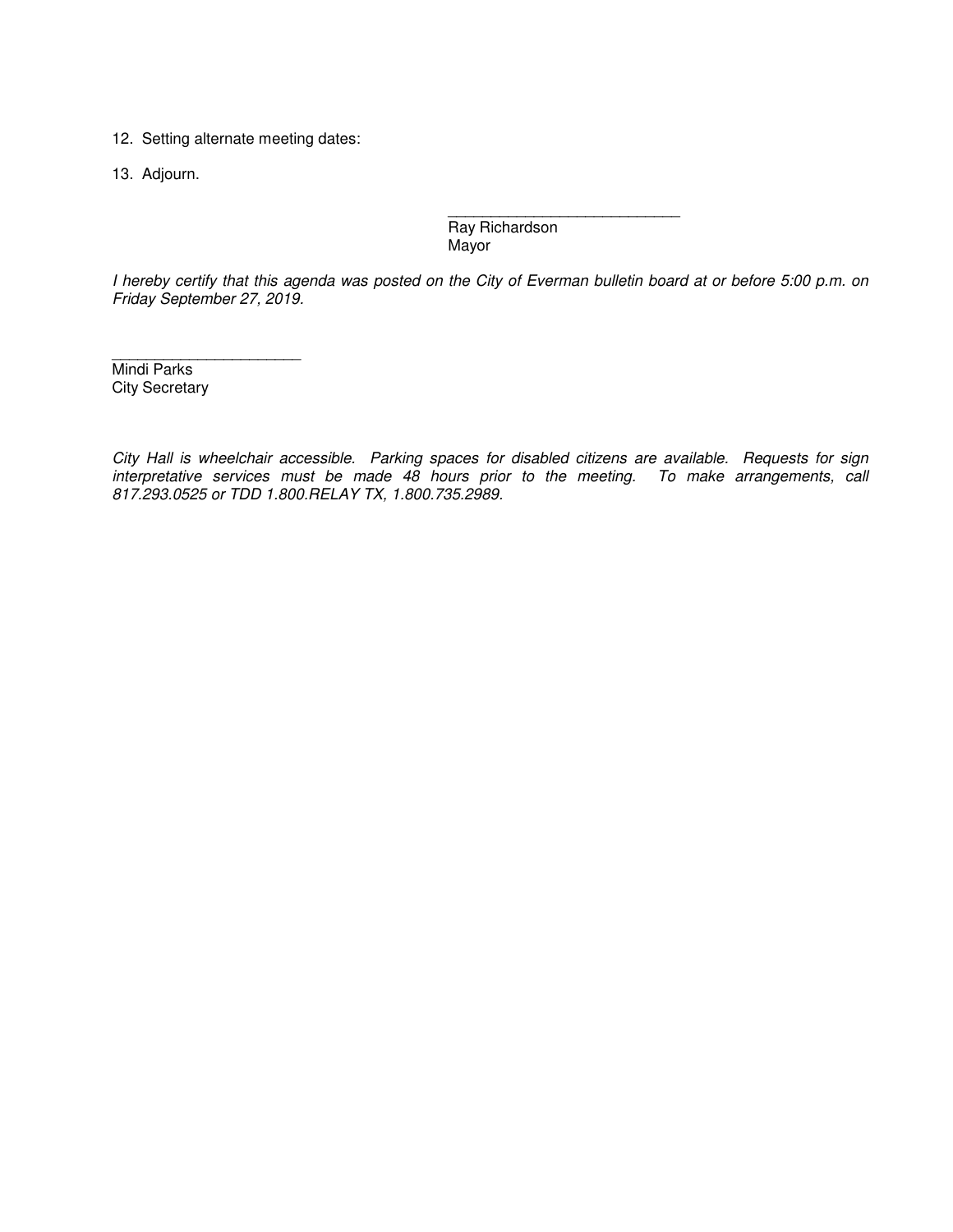12. Setting alternate meeting dates:

13. Adjourn.

\_\_\_\_\_\_\_\_\_\_\_\_\_\_\_\_\_\_\_\_\_\_\_\_\_\_\_\_
Ray Richardson
Mayor

*I hereby certify that this agenda was posted on the City of Everman bulletin board at or before 5:00 p.m. on Friday September 27, 2019.*

\_\_\_\_\_\_\_\_\_\_\_\_\_\_\_\_\_\_\_\_\_\_\_
Mindi Parks
City Secretary

*City Hall is wheelchair accessible. Parking spaces for disabled citizens are available. Requests for sign interpretative services must be made 48 hours prior to the meeting. To make arrangements, call 817.293.0525 or TDD 1.800.RELAY TX, 1.800.735.2989.*